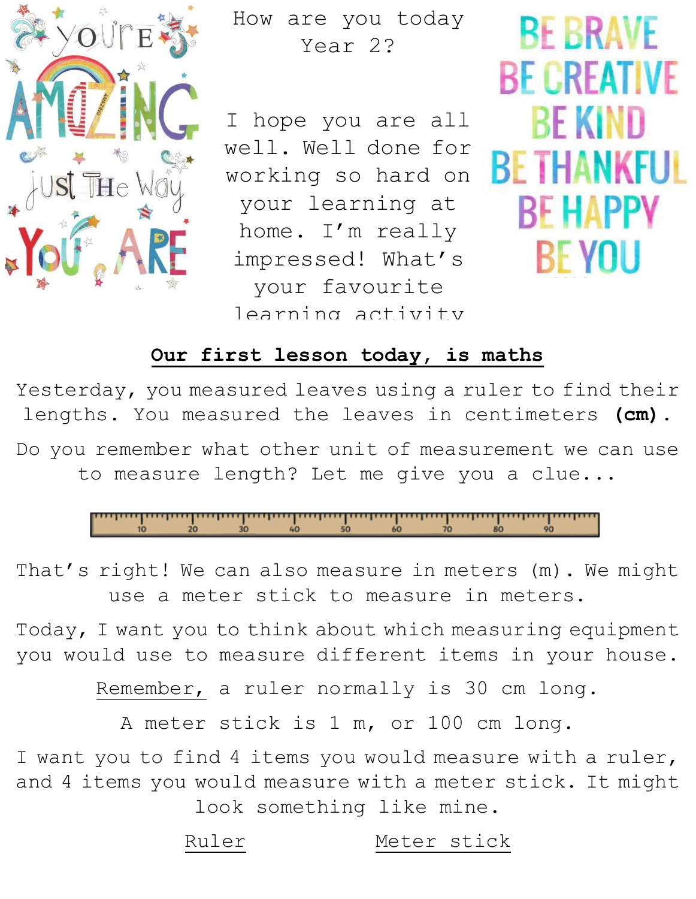You're AMAZING just The Way You ARE

How are you today Year 2?

I hope you are all well. Well done for working so hard on your learning at home. I'm really impressed! What's your favourite learning activity

BE BRAVE
BE CREATIVE
BE KIND
BE THANKFUL
BE HAPPY
BE YOU

## **Our first lesson today, is maths**

Yesterday, you measured leaves using a ruler to find their lengths. You measured the leaves in centimeters **(cm)**.

Do you remember what other unit of measurement we can use to measure length? Let me give you a clue...

10 20 30 40 50 60 70 80 90

That's right! We can also measure in meters (m). We might use a meter stick to measure in meters.

Today, I want you to think about which measuring equipment you would use to measure different items in your house.

Remember, a ruler normally is 30 cm long.

A meter stick is 1 m, or 100 cm long.

I want you to find 4 items you would measure with a ruler, and 4 items you would measure with a meter stick. It might look something like mine.

| Ruler | Meter stick |
| --- | --- |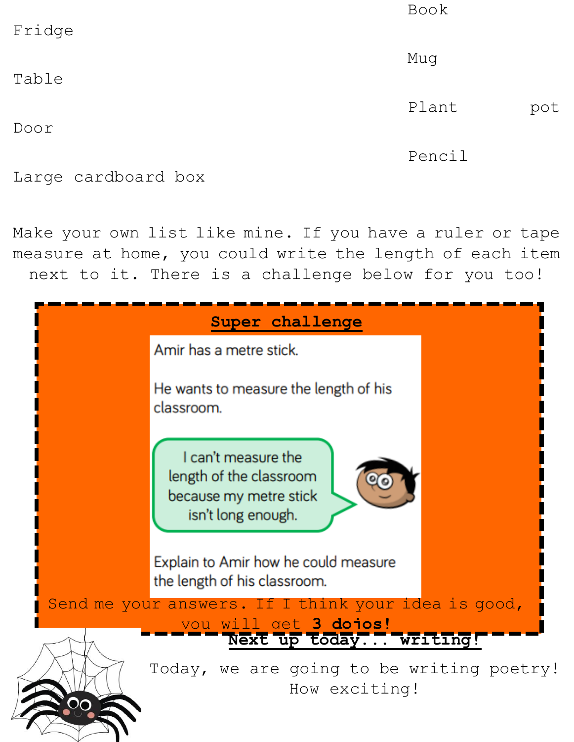Fridge

Table

Door

Large cardboard box

Book

Mug

Plant pot

Pencil

Make your own list like mine. If you have a ruler or tape measure at home, you could write the length of each item next to it. There is a challenge below for you too!

## Super challenge

Amir has a metre stick.

He wants to measure the length of his classroom.

I can't measure the length of the classroom because my metre stick isn't long enough.

Explain to Amir how he could measure the length of his classroom.

Send me your answers. If I think your idea is good, you will get **3 dojos!**

## Next up today... writing!

Today, we are going to be writing poetry! How exciting!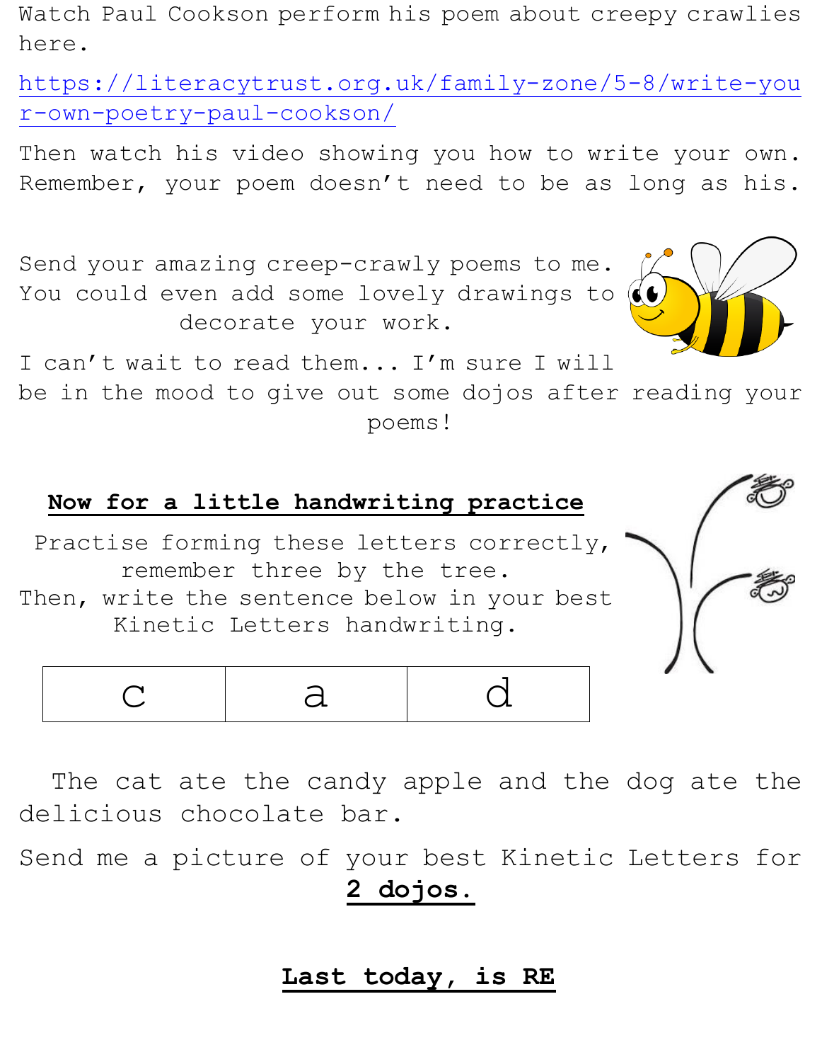Watch Paul Cookson perform his poem about creepy crawlies here.

https://literacytrust.org.uk/family-zone/5-8/write-your-own-poetry-paul-cookson/

Then watch his video showing you how to write your own. Remember, your poem doesn't need to be as long as his.

Send your amazing creep-crawly poems to me. You could even add some lovely drawings to decorate your work.

I can't wait to read them... I'm sure I will be in the mood to give out some dojos after reading your poems!

**Now for a little handwriting practice**

Practise forming these letters correctly, remember three by the tree.
Then, write the sentence below in your best Kinetic Letters handwriting.

| c | a | d |
|---|---|---|

The cat ate the candy apple and the dog ate the delicious chocolate bar.

Send me a picture of your best Kinetic Letters for **2 dojos.**

**Last today, is RE**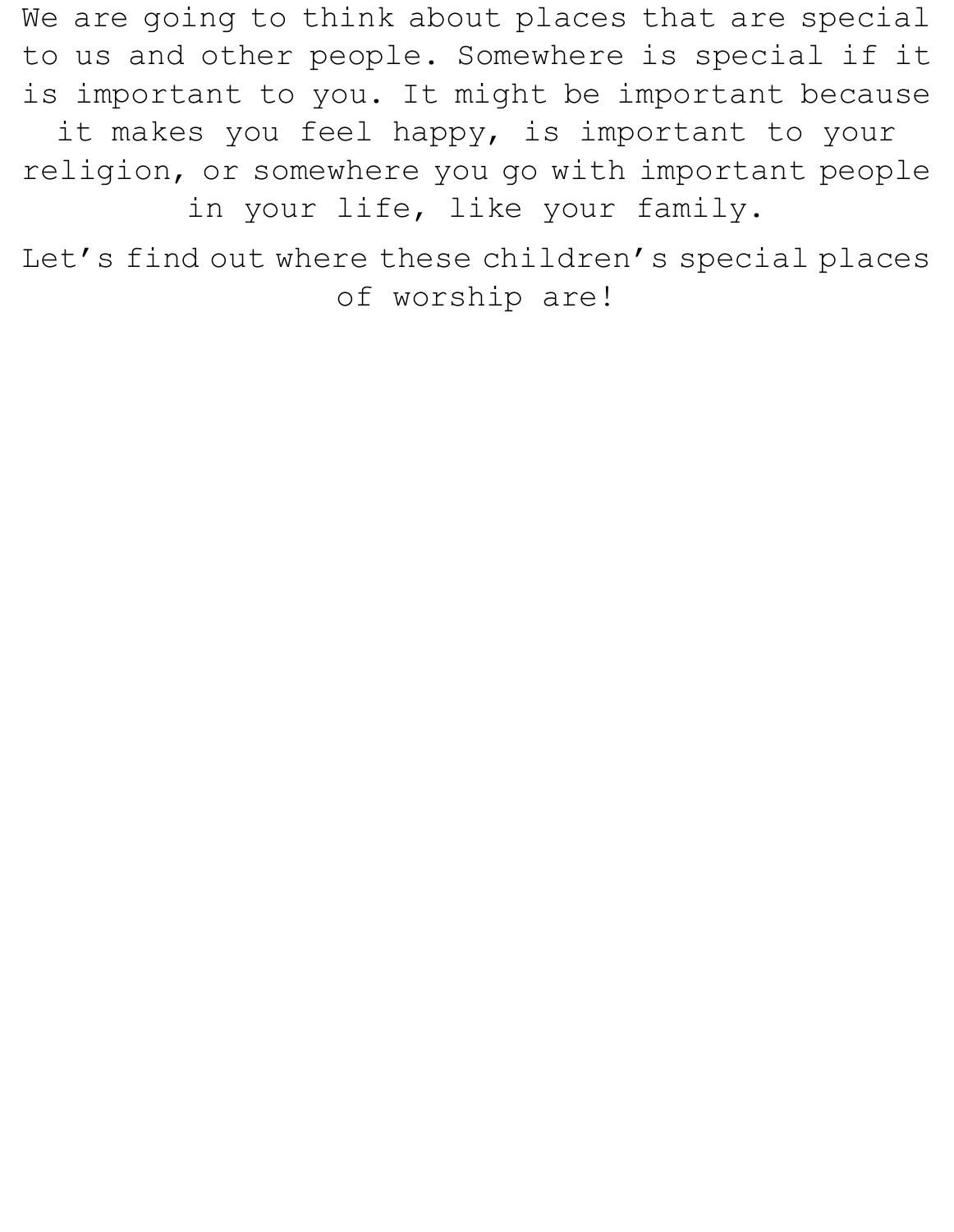We are going to think about places that are special to us and other people. Somewhere is special if it is important to you. It might be important because it makes you feel happy, is important to your religion, or somewhere you go with important people in your life, like your family.

Let's find out where these children's special places of worship are!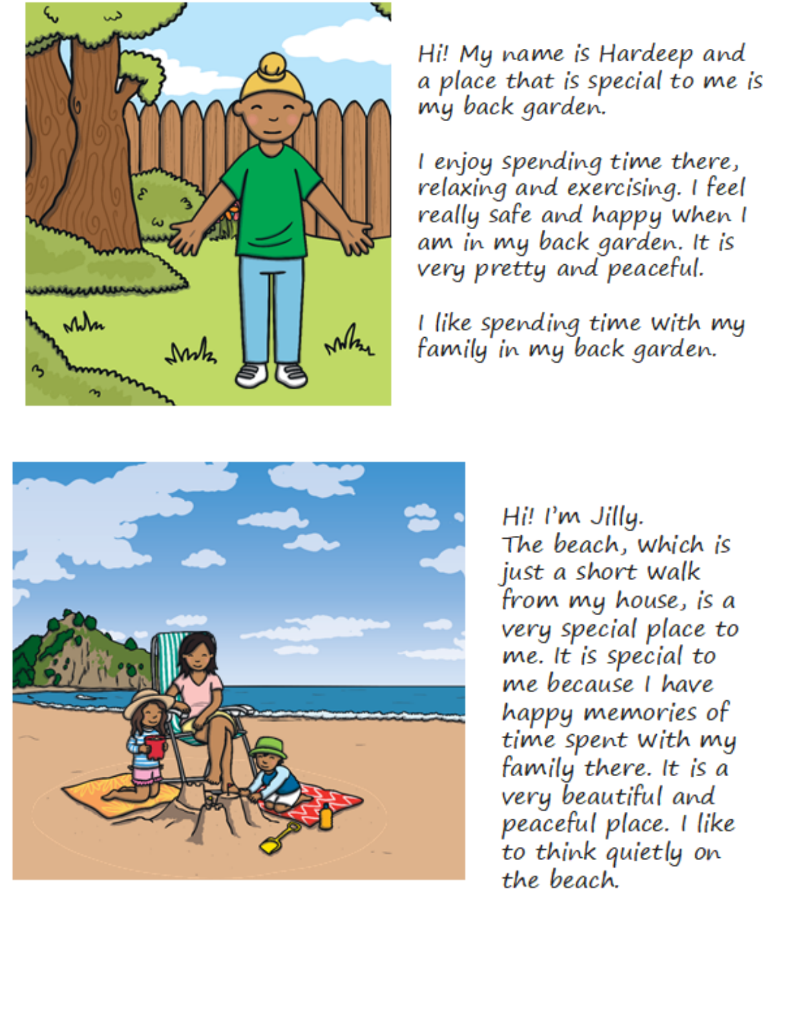Hi! My name is Hardeep and a place that is special to me is my back garden.

I enjoy spending time there, relaxing and exercising. I feel really safe and happy when I am in my back garden. It is very pretty and peaceful.

I like spending time with my family in my back garden.

Hi! I'm Jilly.
The beach, which is just a short walk from my house, is a very special place to me. It is special to me because I have happy memories of time spent with my family there. It is a very beautiful and peaceful place. I like to think quietly on the beach.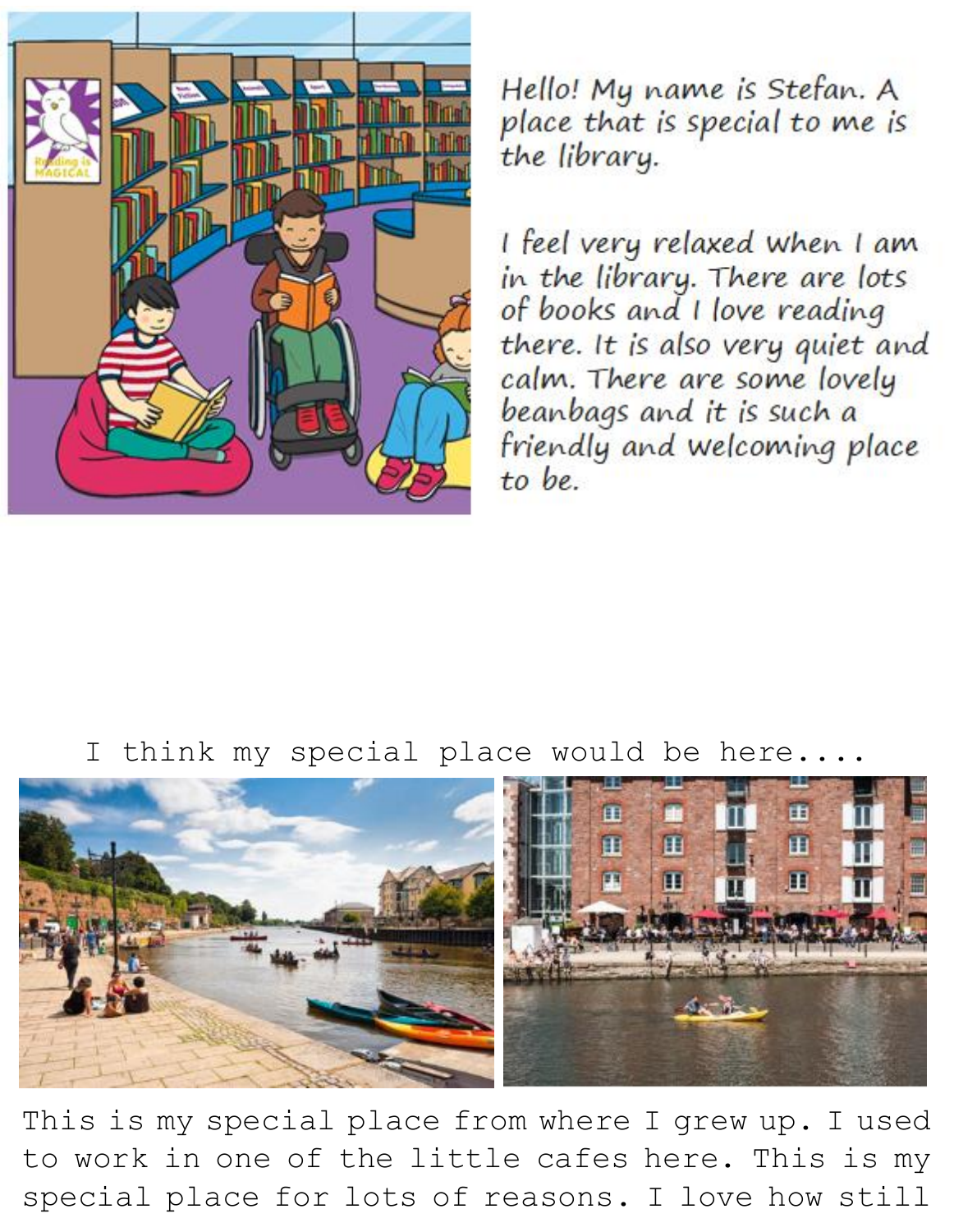Hello! My name is Stefan. A place that is special to me is the library.

I feel very relaxed when I am in the library. There are lots of books and I love reading there. It is also very quiet and calm. There are some lovely beanbags and it is such a friendly and welcoming place to be.

I think my special place would be here....

This is my special place from where I grew up. I used to work in one of the little cafes here. This is my special place for lots of reasons. I love how still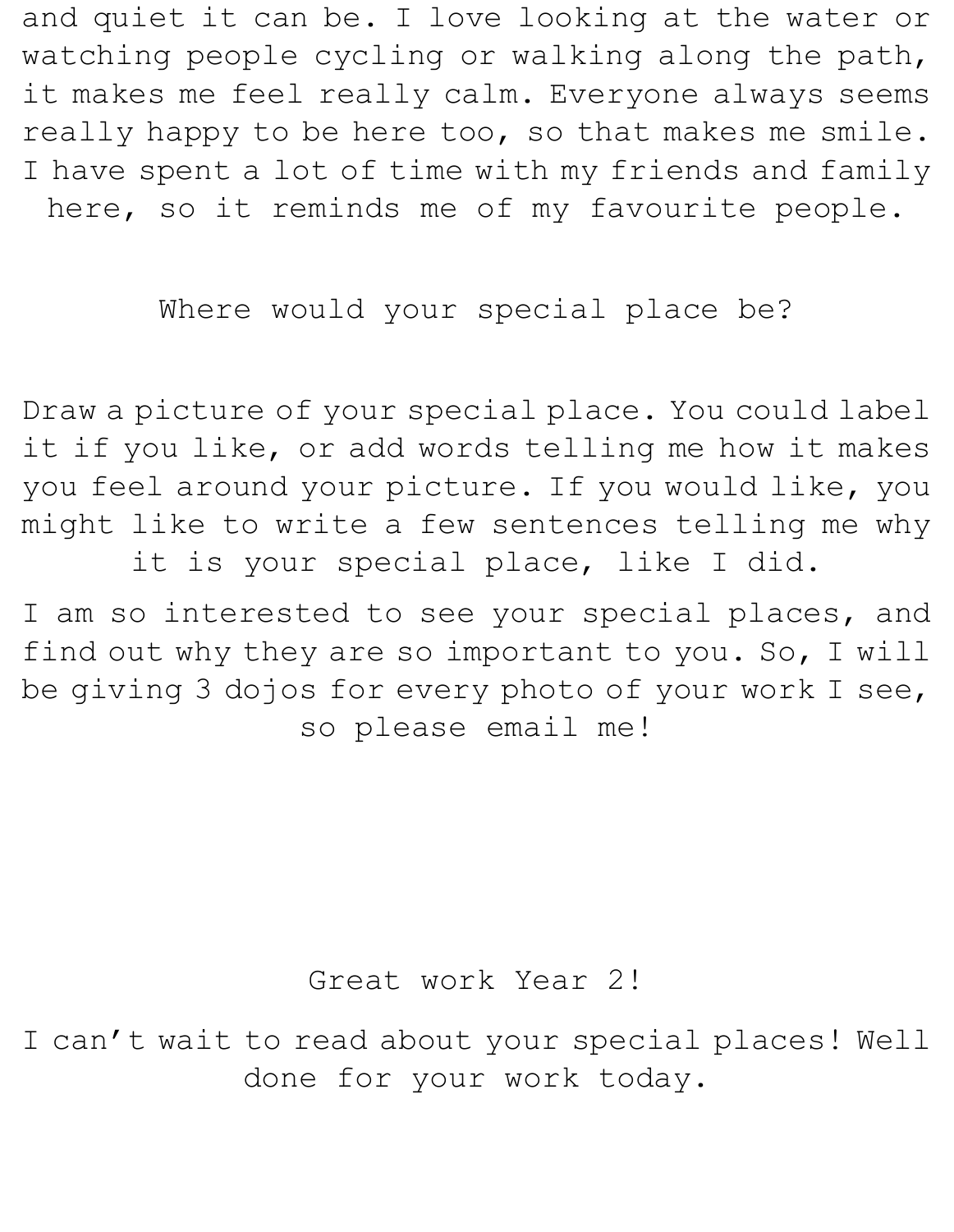and quiet it can be. I love looking at the water or watching people cycling or walking along the path, it makes me feel really calm. Everyone always seems really happy to be here too, so that makes me smile. I have spent a lot of time with my friends and family here, so it reminds me of my favourite people.

Where would your special place be?

Draw a picture of your special place. You could label it if you like, or add words telling me how it makes you feel around your picture. If you would like, you might like to write a few sentences telling me why it is your special place, like I did.

I am so interested to see your special places, and find out why they are so important to you. So, I will be giving 3 dojos for every photo of your work I see, so please email me!

Great work Year 2!

I can't wait to read about your special places! Well done for your work today.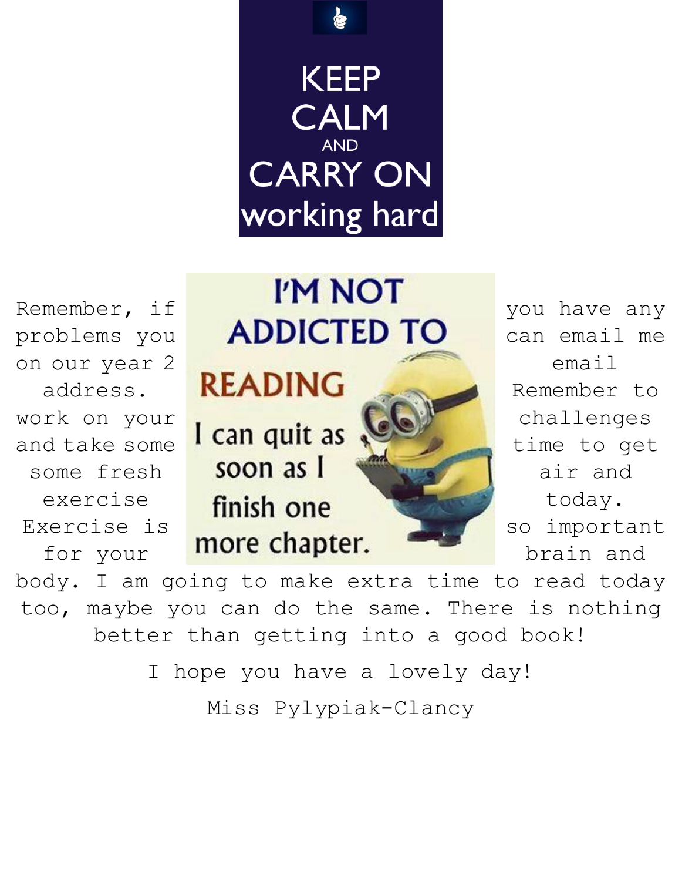Remember, if you have any problems you can email me on our year 2 email address. Remember to work on your challenges and take some time to get some fresh air and exercise today. Exercise is so important for your brain and body. I am going to make extra time to read today too, maybe you can do the same. There is nothing better than getting into a good book!

I hope you have a lovely day!

Miss Pylypiak-Clancy